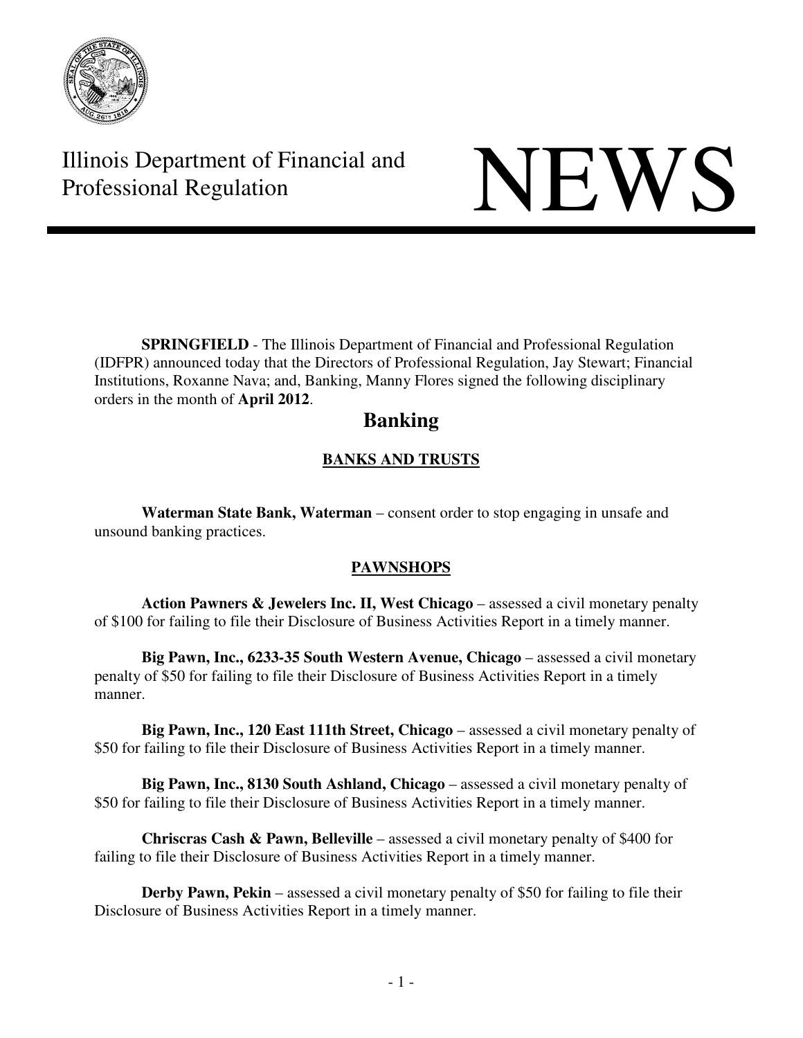Illinois Department of Financial and Professional Regulation

# NEWS

**SPRINGFIELD** - The Illinois Department of Financial and Professional Regulation (IDFPR) announced today that the Directors of Professional Regulation, Jay Stewart; Financial Institutions, Roxanne Nava; and, Banking, Manny Flores signed the following disciplinary orders in the month of **April 2012**.

## Banking

### BANKS AND TRUSTS

**Waterman State Bank, Waterman** – consent order to stop engaging in unsafe and unsound banking practices.

### PAWNSHOPS

**Action Pawners & Jewelers Inc. II, West Chicago** – assessed a civil monetary penalty of $100 for failing to file their Disclosure of Business Activities Report in a timely manner.

**Big Pawn, Inc., 6233-35 South Western Avenue, Chicago** – assessed a civil monetary penalty of $50 for failing to file their Disclosure of Business Activities Report in a timely manner.

**Big Pawn, Inc., 120 East 111th Street, Chicago** – assessed a civil monetary penalty of $50 for failing to file their Disclosure of Business Activities Report in a timely manner.

**Big Pawn, Inc., 8130 South Ashland, Chicago** – assessed a civil monetary penalty of $50 for failing to file their Disclosure of Business Activities Report in a timely manner.

**Chriscras Cash & Pawn, Belleville** – assessed a civil monetary penalty of $400 for failing to file their Disclosure of Business Activities Report in a timely manner.

**Derby Pawn, Pekin** – assessed a civil monetary penalty of $50 for failing to file their Disclosure of Business Activities Report in a timely manner.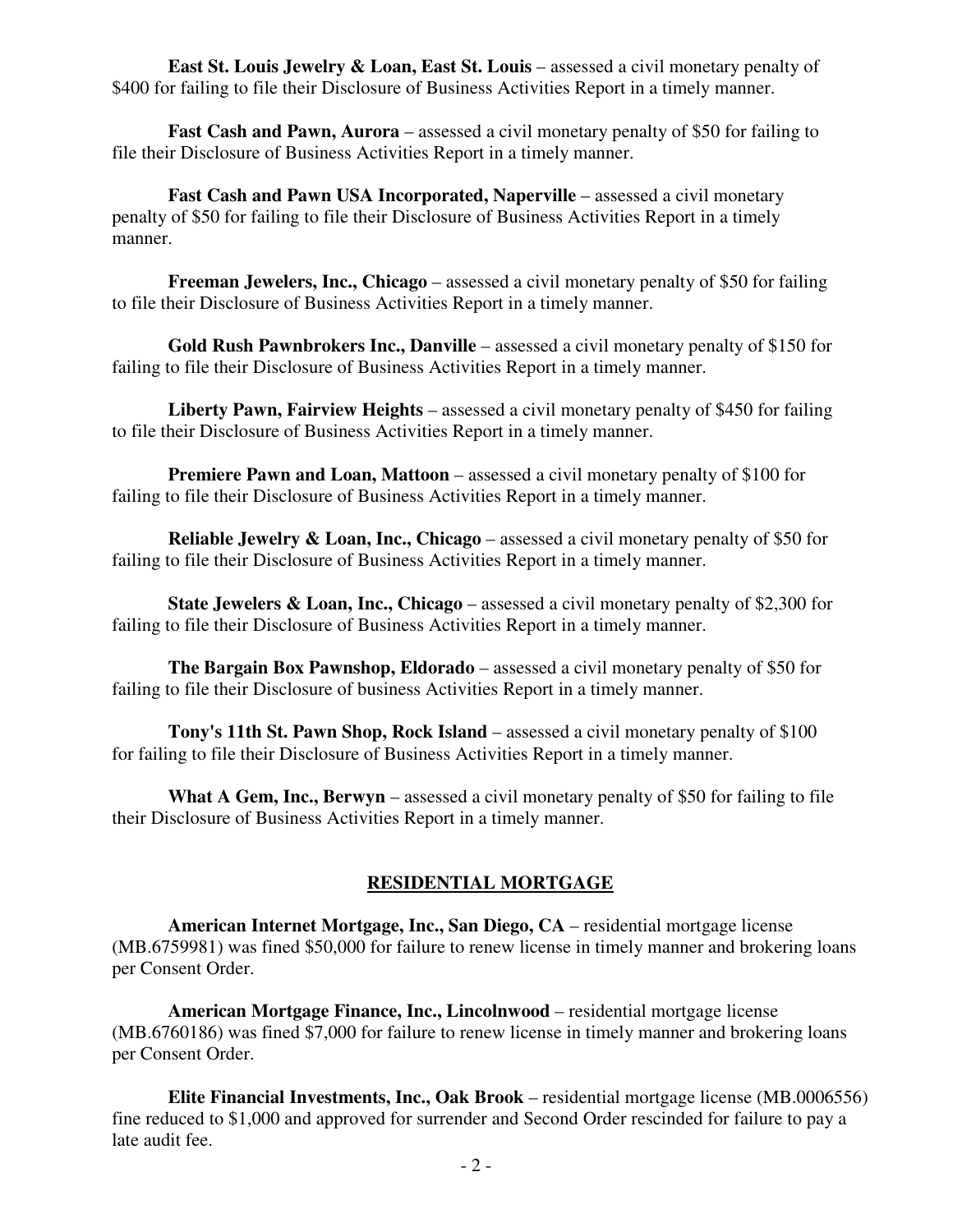**East St. Louis Jewelry & Loan, East St. Louis** – assessed a civil monetary penalty of $400 for failing to file their Disclosure of Business Activities Report in a timely manner.

**Fast Cash and Pawn, Aurora** – assessed a civil monetary penalty of $50 for failing to file their Disclosure of Business Activities Report in a timely manner.

**Fast Cash and Pawn USA Incorporated, Naperville** – assessed a civil monetary penalty of $50 for failing to file their Disclosure of Business Activities Report in a timely manner.

**Freeman Jewelers, Inc., Chicago** – assessed a civil monetary penalty of $50 for failing to file their Disclosure of Business Activities Report in a timely manner.

**Gold Rush Pawnbrokers Inc., Danville** – assessed a civil monetary penalty of $150 for failing to file their Disclosure of Business Activities Report in a timely manner.

**Liberty Pawn, Fairview Heights** – assessed a civil monetary penalty of $450 for failing to file their Disclosure of Business Activities Report in a timely manner.

**Premiere Pawn and Loan, Mattoon** – assessed a civil monetary penalty of $100 for failing to file their Disclosure of Business Activities Report in a timely manner.

**Reliable Jewelry & Loan, Inc., Chicago** – assessed a civil monetary penalty of $50 for failing to file their Disclosure of Business Activities Report in a timely manner.

**State Jewelers & Loan, Inc., Chicago** – assessed a civil monetary penalty of $2,300 for failing to file their Disclosure of Business Activities Report in a timely manner.

**The Bargain Box Pawnshop, Eldorado** – assessed a civil monetary penalty of $50 for failing to file their Disclosure of business Activities Report in a timely manner.

**Tony's 11th St. Pawn Shop, Rock Island** – assessed a civil monetary penalty of $100 for failing to file their Disclosure of Business Activities Report in a timely manner.

**What A Gem, Inc., Berwyn** – assessed a civil monetary penalty of $50 for failing to file their Disclosure of Business Activities Report in a timely manner.

## RESIDENTIAL MORTGAGE

**American Internet Mortgage, Inc., San Diego, CA** – residential mortgage license (MB.6759981) was fined $50,000 for failure to renew license in timely manner and brokering loans per Consent Order.

**American Mortgage Finance, Inc., Lincolnwood** – residential mortgage license (MB.6760186) was fined $7,000 for failure to renew license in timely manner and brokering loans per Consent Order.

**Elite Financial Investments, Inc., Oak Brook** – residential mortgage license (MB.0006556) fine reduced to $1,000 and approved for surrender and Second Order rescinded for failure to pay a late audit fee.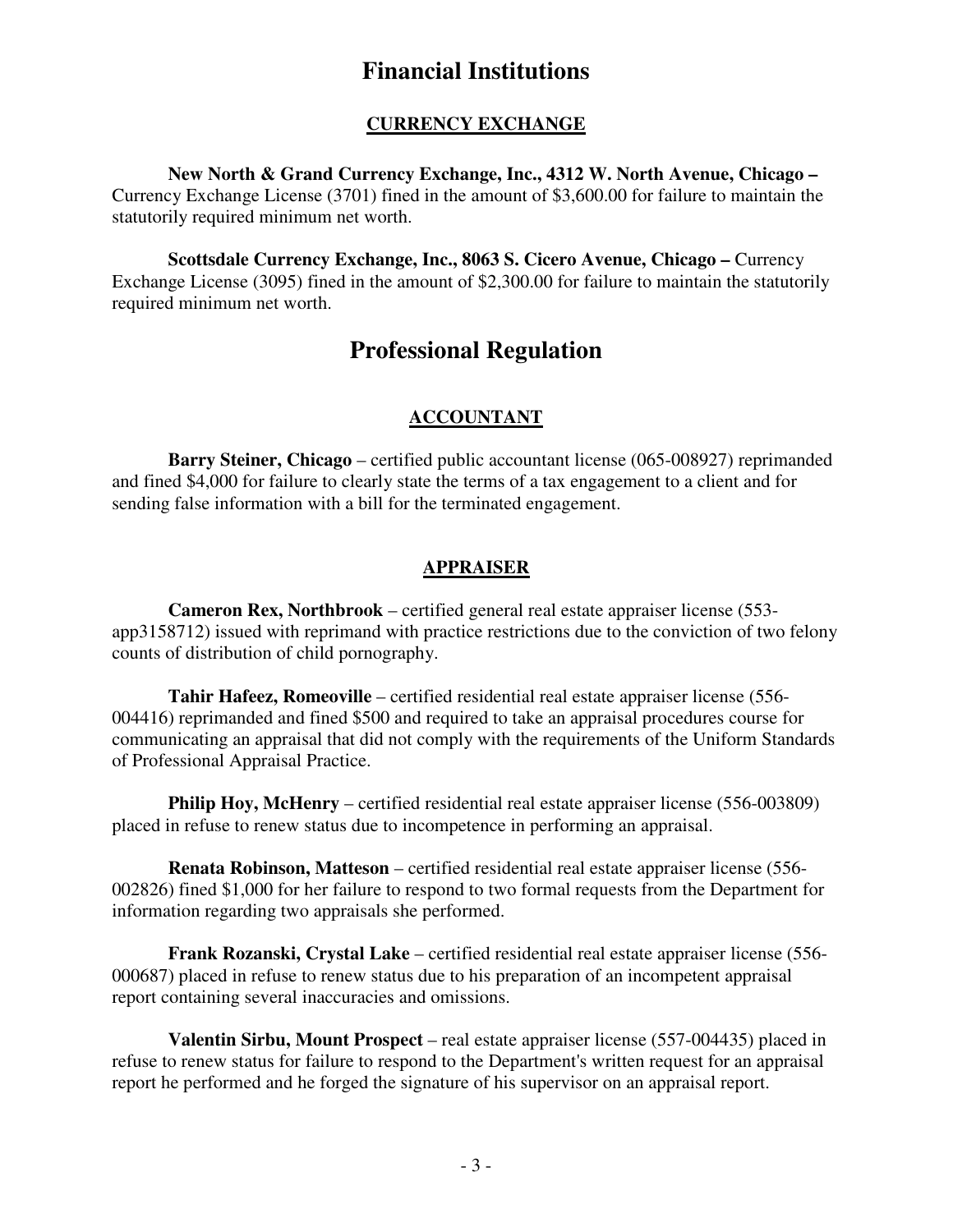# Financial Institutions

## CURRENCY EXCHANGE

**New North & Grand Currency Exchange, Inc., 4312 W. North Avenue, Chicago –** Currency Exchange License (3701) fined in the amount of $3,600.00 for failure to maintain the statutorily required minimum net worth.

**Scottsdale Currency Exchange, Inc., 8063 S. Cicero Avenue, Chicago –** Currency Exchange License (3095) fined in the amount of $2,300.00 for failure to maintain the statutorily required minimum net worth.

# Professional Regulation

## ACCOUNTANT

**Barry Steiner, Chicago** – certified public accountant license (065-008927) reprimanded and fined $4,000 for failure to clearly state the terms of a tax engagement to a client and for sending false information with a bill for the terminated engagement.

## APPRAISER

**Cameron Rex, Northbrook** – certified general real estate appraiser license (553-app3158712) issued with reprimand with practice restrictions due to the conviction of two felony counts of distribution of child pornography.

**Tahir Hafeez, Romeoville** – certified residential real estate appraiser license (556-004416) reprimanded and fined $500 and required to take an appraisal procedures course for communicating an appraisal that did not comply with the requirements of the Uniform Standards of Professional Appraisal Practice.

**Philip Hoy, McHenry** – certified residential real estate appraiser license (556-003809) placed in refuse to renew status due to incompetence in performing an appraisal.

**Renata Robinson, Matteson** – certified residential real estate appraiser license (556-002826) fined $1,000 for her failure to respond to two formal requests from the Department for information regarding two appraisals she performed.

**Frank Rozanski, Crystal Lake** – certified residential real estate appraiser license (556-000687) placed in refuse to renew status due to his preparation of an incompetent appraisal report containing several inaccuracies and omissions.

**Valentin Sirbu, Mount Prospect** – real estate appraiser license (557-004435) placed in refuse to renew status for failure to respond to the Department's written request for an appraisal report he performed and he forged the signature of his supervisor on an appraisal report.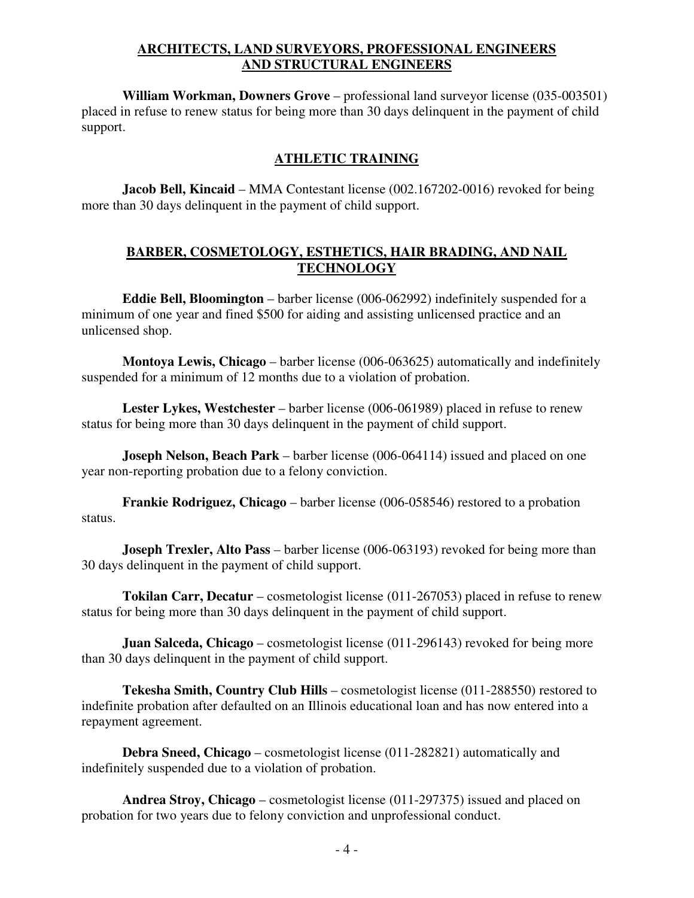## ARCHITECTS, LAND SURVEYORS, PROFESSIONAL ENGINEERS AND STRUCTURAL ENGINEERS

**William Workman, Downers Grove** – professional land surveyor license (035-003501) placed in refuse to renew status for being more than 30 days delinquent in the payment of child support.

## ATHLETIC TRAINING

**Jacob Bell, Kincaid** – MMA Contestant license (002.167202-0016) revoked for being more than 30 days delinquent in the payment of child support.

## BARBER, COSMETOLOGY, ESTHETICS, HAIR BRADING, AND NAIL TECHNOLOGY

**Eddie Bell, Bloomington** – barber license (006-062992) indefinitely suspended for a minimum of one year and fined $500 for aiding and assisting unlicensed practice and an unlicensed shop.

**Montoya Lewis, Chicago** – barber license (006-063625) automatically and indefinitely suspended for a minimum of 12 months due to a violation of probation.

**Lester Lykes, Westchester** – barber license (006-061989) placed in refuse to renew status for being more than 30 days delinquent in the payment of child support.

**Joseph Nelson, Beach Park** – barber license (006-064114) issued and placed on one year non-reporting probation due to a felony conviction.

**Frankie Rodriguez, Chicago** – barber license (006-058546) restored to a probation status.

**Joseph Trexler, Alto Pass** – barber license (006-063193) revoked for being more than 30 days delinquent in the payment of child support.

**Tokilan Carr, Decatur** – cosmetologist license (011-267053) placed in refuse to renew status for being more than 30 days delinquent in the payment of child support.

**Juan Salceda, Chicago** – cosmetologist license (011-296143) revoked for being more than 30 days delinquent in the payment of child support.

**Tekesha Smith, Country Club Hills** – cosmetologist license (011-288550) restored to indefinite probation after defaulted on an Illinois educational loan and has now entered into a repayment agreement.

**Debra Sneed, Chicago** – cosmetologist license (011-282821) automatically and indefinitely suspended due to a violation of probation.

**Andrea Stroy, Chicago** – cosmetologist license (011-297375) issued and placed on probation for two years due to felony conviction and unprofessional conduct.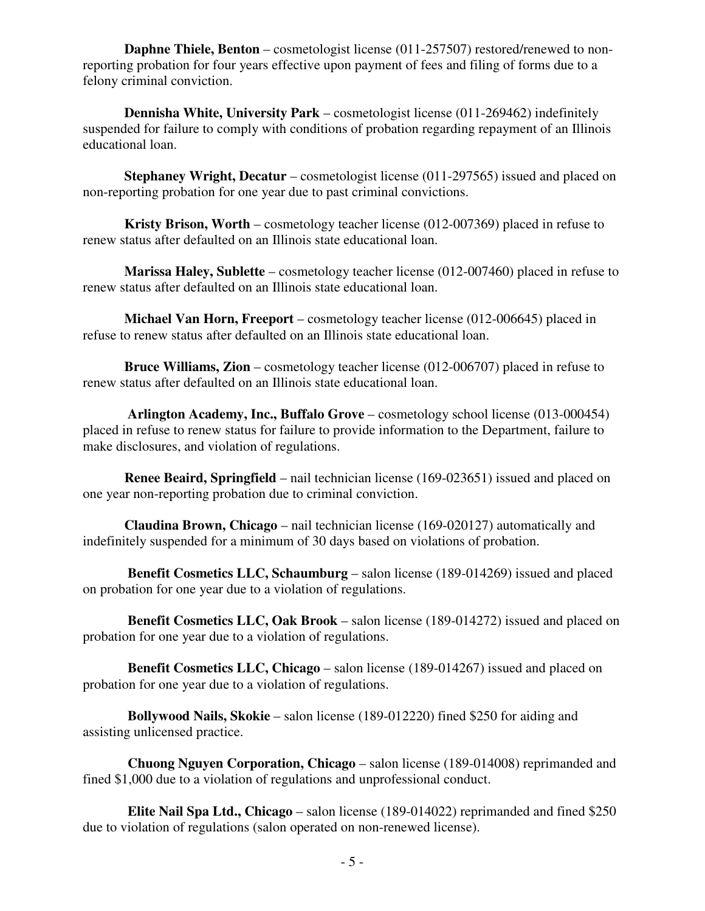**Daphne Thiele, Benton** – cosmetologist license (011-257507) restored/renewed to non-reporting probation for four years effective upon payment of fees and filing of forms due to a felony criminal conviction.

**Dennisha White, University Park** – cosmetologist license (011-269462) indefinitely suspended for failure to comply with conditions of probation regarding repayment of an Illinois educational loan.

**Stephaney Wright, Decatur** – cosmetologist license (011-297565) issued and placed on non-reporting probation for one year due to past criminal convictions.

**Kristy Brison, Worth** – cosmetology teacher license (012-007369) placed in refuse to renew status after defaulted on an Illinois state educational loan.

**Marissa Haley, Sublette** – cosmetology teacher license (012-007460) placed in refuse to renew status after defaulted on an Illinois state educational loan.

**Michael Van Horn, Freeport** – cosmetology teacher license (012-006645) placed in refuse to renew status after defaulted on an Illinois state educational loan.

**Bruce Williams, Zion** – cosmetology teacher license (012-006707) placed in refuse to renew status after defaulted on an Illinois state educational loan.

**Arlington Academy, Inc., Buffalo Grove** – cosmetology school license (013-000454) placed in refuse to renew status for failure to provide information to the Department, failure to make disclosures, and violation of regulations.

**Renee Beaird, Springfield** – nail technician license (169-023651) issued and placed on one year non-reporting probation due to criminal conviction.

**Claudina Brown, Chicago** – nail technician license (169-020127) automatically and indefinitely suspended for a minimum of 30 days based on violations of probation.

**Benefit Cosmetics LLC, Schaumburg** – salon license (189-014269) issued and placed on probation for one year due to a violation of regulations.

**Benefit Cosmetics LLC, Oak Brook** – salon license (189-014272) issued and placed on probation for one year due to a violation of regulations.

**Benefit Cosmetics LLC, Chicago** – salon license (189-014267) issued and placed on probation for one year due to a violation of regulations.

**Bollywood Nails, Skokie** – salon license (189-012220) fined $250 for aiding and assisting unlicensed practice.

**Chuong Nguyen Corporation, Chicago** – salon license (189-014008) reprimanded and fined $1,000 due to a violation of regulations and unprofessional conduct.

**Elite Nail Spa Ltd., Chicago** – salon license (189-014022) reprimanded and fined $250 due to violation of regulations (salon operated on non-renewed license).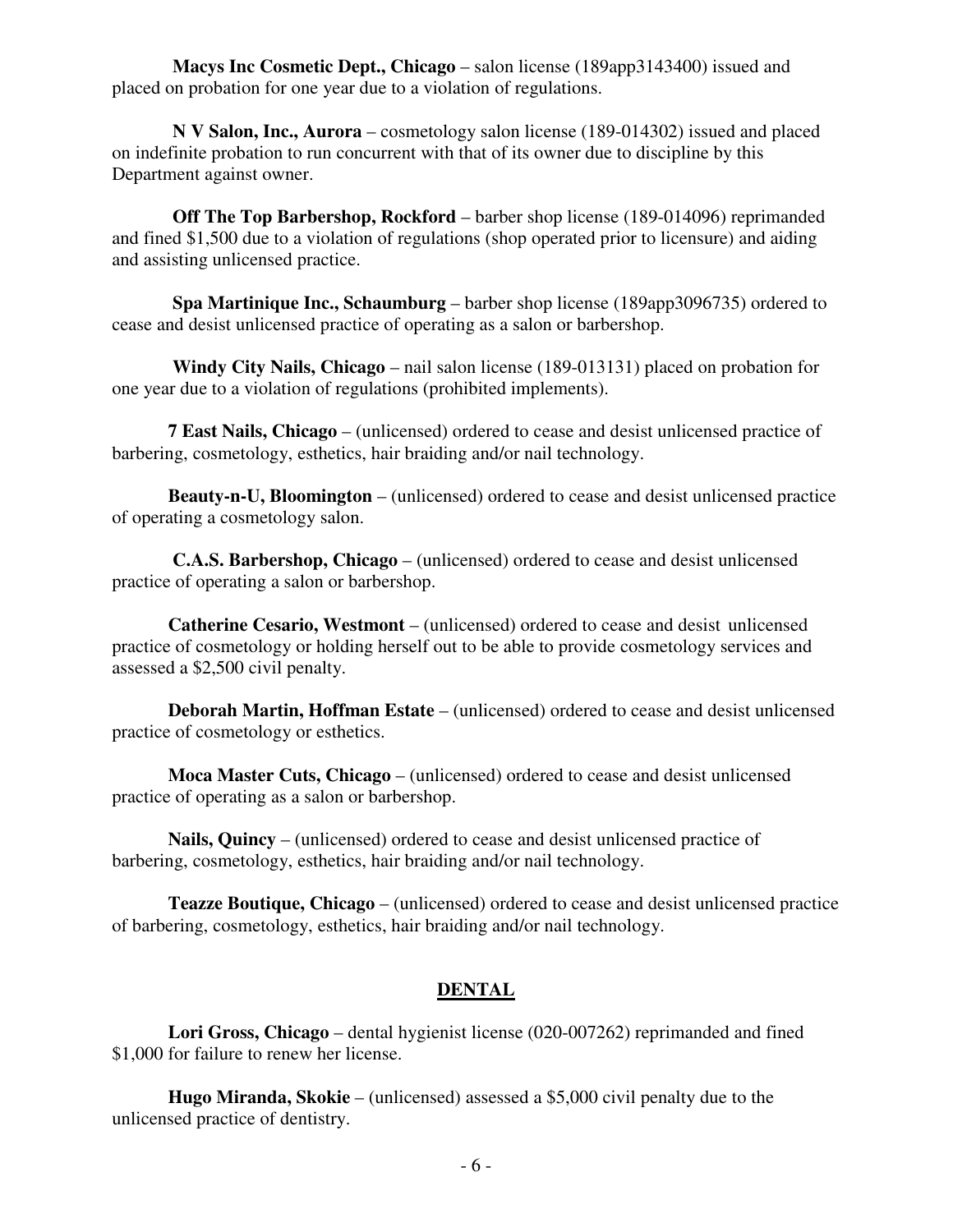**Macys Inc Cosmetic Dept., Chicago** – salon license (189app3143400) issued and placed on probation for one year due to a violation of regulations.

**N V Salon, Inc., Aurora** – cosmetology salon license (189-014302) issued and placed on indefinite probation to run concurrent with that of its owner due to discipline by this Department against owner.

**Off The Top Barbershop, Rockford** – barber shop license (189-014096) reprimanded and fined $1,500 due to a violation of regulations (shop operated prior to licensure) and aiding and assisting unlicensed practice.

**Spa Martinique Inc., Schaumburg** – barber shop license (189app3096735) ordered to cease and desist unlicensed practice of operating as a salon or barbershop.

**Windy City Nails, Chicago** – nail salon license (189-013131) placed on probation for one year due to a violation of regulations (prohibited implements).

**7 East Nails, Chicago** – (unlicensed) ordered to cease and desist unlicensed practice of barbering, cosmetology, esthetics, hair braiding and/or nail technology.

**Beauty-n-U, Bloomington** – (unlicensed) ordered to cease and desist unlicensed practice of operating a cosmetology salon.

**C.A.S. Barbershop, Chicago** – (unlicensed) ordered to cease and desist unlicensed practice of operating a salon or barbershop.

**Catherine Cesario, Westmont** – (unlicensed) ordered to cease and desist unlicensed practice of cosmetology or holding herself out to be able to provide cosmetology services and assessed a $2,500 civil penalty.

**Deborah Martin, Hoffman Estate** – (unlicensed) ordered to cease and desist unlicensed practice of cosmetology or esthetics.

**Moca Master Cuts, Chicago** – (unlicensed) ordered to cease and desist unlicensed practice of operating as a salon or barbershop.

**Nails, Quincy** – (unlicensed) ordered to cease and desist unlicensed practice of barbering, cosmetology, esthetics, hair braiding and/or nail technology.

**Teazze Boutique, Chicago** – (unlicensed) ordered to cease and desist unlicensed practice of barbering, cosmetology, esthetics, hair braiding and/or nail technology.

## DENTAL

**Lori Gross, Chicago** – dental hygienist license (020-007262) reprimanded and fined $1,000 for failure to renew her license.

**Hugo Miranda, Skokie** – (unlicensed) assessed a $5,000 civil penalty due to the unlicensed practice of dentistry.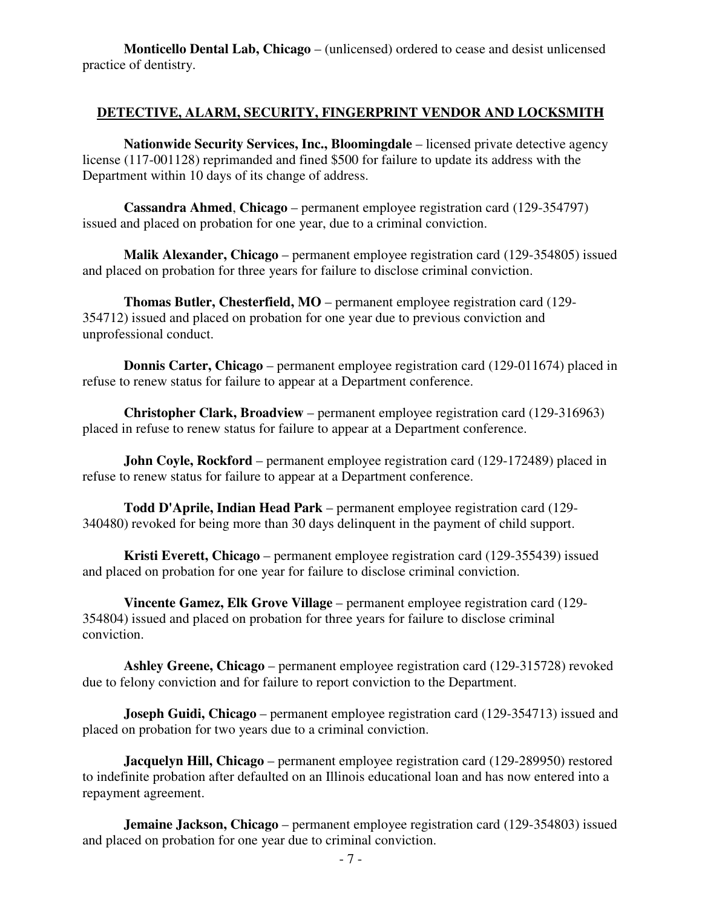**Monticello Dental Lab, Chicago** – (unlicensed) ordered to cease and desist unlicensed practice of dentistry.

## DETECTIVE, ALARM, SECURITY, FINGERPRINT VENDOR AND LOCKSMITH

**Nationwide Security Services, Inc., Bloomingdale** – licensed private detective agency license (117-001128) reprimanded and fined $500 for failure to update its address with the Department within 10 days of its change of address.

**Cassandra Ahmed**, **Chicago** – permanent employee registration card (129-354797) issued and placed on probation for one year, due to a criminal conviction.

**Malik Alexander, Chicago** – permanent employee registration card (129-354805) issued and placed on probation for three years for failure to disclose criminal conviction.

**Thomas Butler, Chesterfield, MO** – permanent employee registration card (129-354712) issued and placed on probation for one year due to previous conviction and unprofessional conduct.

**Donnis Carter, Chicago** – permanent employee registration card (129-011674) placed in refuse to renew status for failure to appear at a Department conference.

**Christopher Clark, Broadview** – permanent employee registration card (129-316963) placed in refuse to renew status for failure to appear at a Department conference.

**John Coyle, Rockford** – permanent employee registration card (129-172489) placed in refuse to renew status for failure to appear at a Department conference.

**Todd D'Aprile, Indian Head Park** – permanent employee registration card (129-340480) revoked for being more than 30 days delinquent in the payment of child support.

**Kristi Everett, Chicago** – permanent employee registration card (129-355439) issued and placed on probation for one year for failure to disclose criminal conviction.

**Vincente Gamez, Elk Grove Village** – permanent employee registration card (129-354804) issued and placed on probation for three years for failure to disclose criminal conviction.

**Ashley Greene, Chicago** – permanent employee registration card (129-315728) revoked due to felony conviction and for failure to report conviction to the Department.

**Joseph Guidi, Chicago** – permanent employee registration card (129-354713) issued and placed on probation for two years due to a criminal conviction.

**Jacquelyn Hill, Chicago** – permanent employee registration card (129-289950) restored to indefinite probation after defaulted on an Illinois educational loan and has now entered into a repayment agreement.

**Jemaine Jackson, Chicago** – permanent employee registration card (129-354803) issued and placed on probation for one year due to criminal conviction.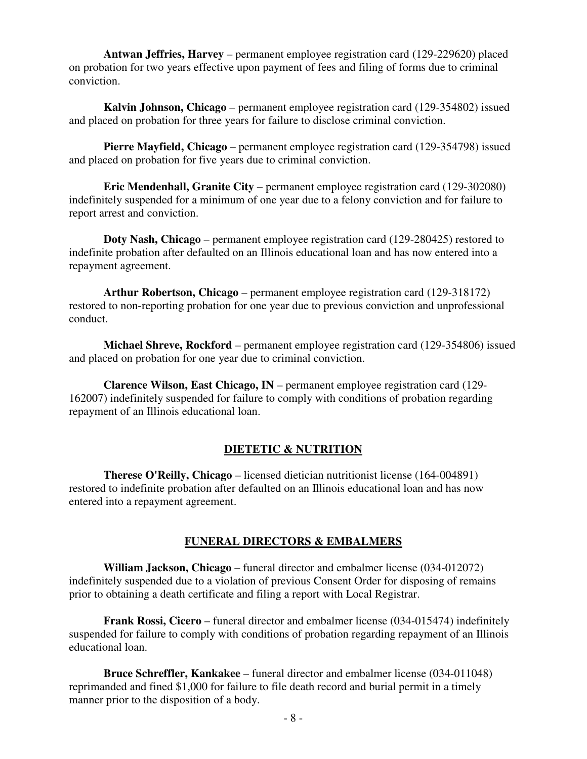**Antwan Jeffries, Harvey** – permanent employee registration card (129-229620) placed on probation for two years effective upon payment of fees and filing of forms due to criminal conviction.

**Kalvin Johnson, Chicago** – permanent employee registration card (129-354802) issued and placed on probation for three years for failure to disclose criminal conviction.

**Pierre Mayfield, Chicago** – permanent employee registration card (129-354798) issued and placed on probation for five years due to criminal conviction.

**Eric Mendenhall, Granite City** – permanent employee registration card (129-302080) indefinitely suspended for a minimum of one year due to a felony conviction and for failure to report arrest and conviction.

**Doty Nash, Chicago** – permanent employee registration card (129-280425) restored to indefinite probation after defaulted on an Illinois educational loan and has now entered into a repayment agreement.

**Arthur Robertson, Chicago** – permanent employee registration card (129-318172) restored to non-reporting probation for one year due to previous conviction and unprofessional conduct.

**Michael Shreve, Rockford** – permanent employee registration card (129-354806) issued and placed on probation for one year due to criminal conviction.

**Clarence Wilson, East Chicago, IN** – permanent employee registration card (129-162007) indefinitely suspended for failure to comply with conditions of probation regarding repayment of an Illinois educational loan.

## DIETETIC & NUTRITION

**Therese O'Reilly, Chicago** – licensed dietician nutritionist license (164-004891) restored to indefinite probation after defaulted on an Illinois educational loan and has now entered into a repayment agreement.

## FUNERAL DIRECTORS & EMBALMERS

**William Jackson, Chicago** – funeral director and embalmer license (034-012072) indefinitely suspended due to a violation of previous Consent Order for disposing of remains prior to obtaining a death certificate and filing a report with Local Registrar.

**Frank Rossi, Cicero** – funeral director and embalmer license (034-015474) indefinitely suspended for failure to comply with conditions of probation regarding repayment of an Illinois educational loan.

**Bruce Schreffler, Kankakee** – funeral director and embalmer license (034-011048) reprimanded and fined $1,000 for failure to file death record and burial permit in a timely manner prior to the disposition of a body.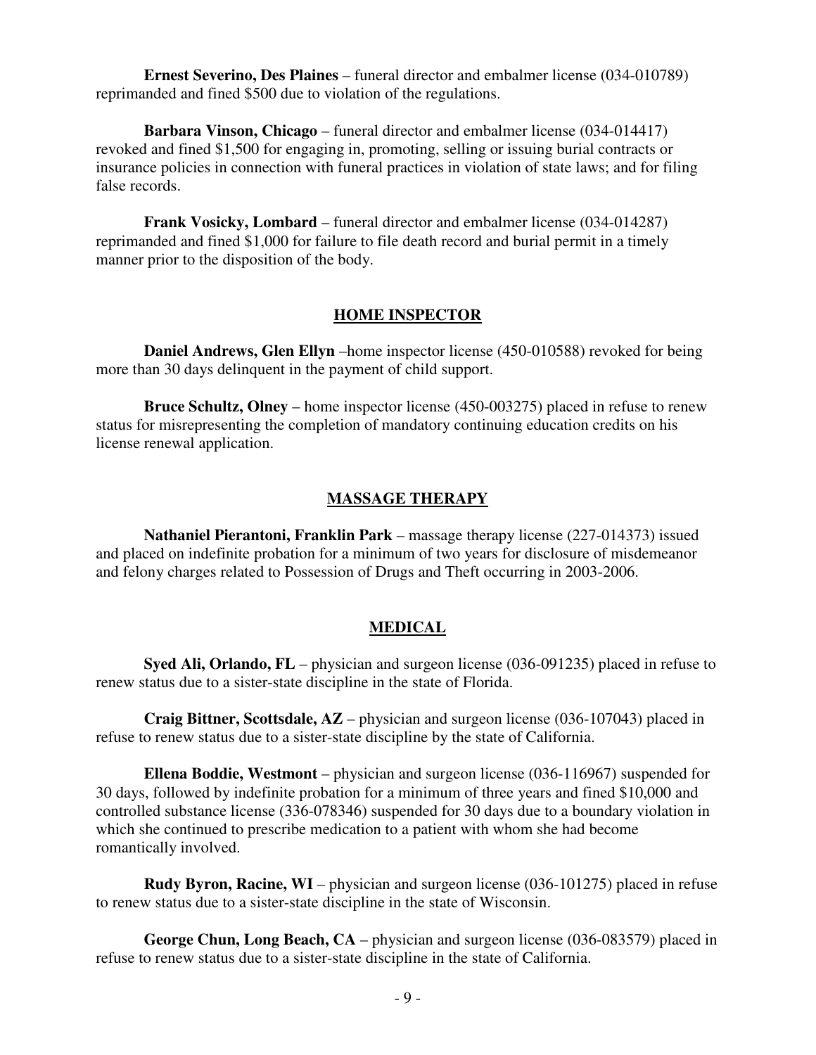**Ernest Severino, Des Plaines** – funeral director and embalmer license (034-010789) reprimanded and fined $500 due to violation of the regulations.

**Barbara Vinson, Chicago** – funeral director and embalmer license (034-014417) revoked and fined $1,500 for engaging in, promoting, selling or issuing burial contracts or insurance policies in connection with funeral practices in violation of state laws; and for filing false records.

**Frank Vosicky, Lombard** – funeral director and embalmer license (034-014287) reprimanded and fined $1,000 for failure to file death record and burial permit in a timely manner prior to the disposition of the body.

## HOME INSPECTOR

**Daniel Andrews, Glen Ellyn** –home inspector license (450-010588) revoked for being more than 30 days delinquent in the payment of child support.

**Bruce Schultz, Olney** – home inspector license (450-003275) placed in refuse to renew status for misrepresenting the completion of mandatory continuing education credits on his license renewal application.

## MASSAGE THERAPY

**Nathaniel Pierantoni, Franklin Park** – massage therapy license (227-014373) issued and placed on indefinite probation for a minimum of two years for disclosure of misdemeanor and felony charges related to Possession of Drugs and Theft occurring in 2003-2006.

## MEDICAL

**Syed Ali, Orlando, FL** – physician and surgeon license (036-091235) placed in refuse to renew status due to a sister-state discipline in the state of Florida.

**Craig Bittner, Scottsdale, AZ** – physician and surgeon license (036-107043) placed in refuse to renew status due to a sister-state discipline by the state of California.

**Ellena Boddie, Westmont** – physician and surgeon license (036-116967) suspended for 30 days, followed by indefinite probation for a minimum of three years and fined $10,000 and controlled substance license (336-078346) suspended for 30 days due to a boundary violation in which she continued to prescribe medication to a patient with whom she had become romantically involved.

**Rudy Byron, Racine, WI** – physician and surgeon license (036-101275) placed in refuse to renew status due to a sister-state discipline in the state of Wisconsin.

**George Chun, Long Beach, CA** – physician and surgeon license (036-083579) placed in refuse to renew status due to a sister-state discipline in the state of California.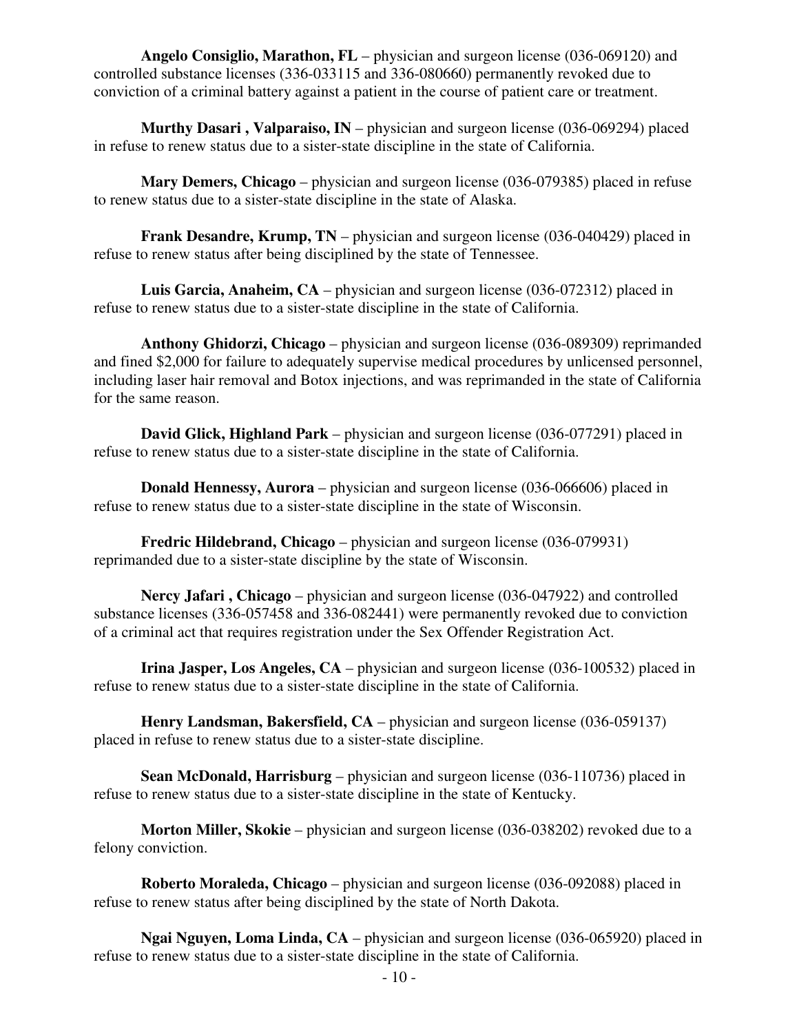**Angelo Consiglio, Marathon, FL** – physician and surgeon license (036-069120) and controlled substance licenses (336-033115 and 336-080660) permanently revoked due to conviction of a criminal battery against a patient in the course of patient care or treatment.

**Murthy Dasari , Valparaiso, IN** – physician and surgeon license (036-069294) placed in refuse to renew status due to a sister-state discipline in the state of California.

**Mary Demers, Chicago** – physician and surgeon license (036-079385) placed in refuse to renew status due to a sister-state discipline in the state of Alaska.

**Frank Desandre, Krump, TN** – physician and surgeon license (036-040429) placed in refuse to renew status after being disciplined by the state of Tennessee.

**Luis Garcia, Anaheim, CA** – physician and surgeon license (036-072312) placed in refuse to renew status due to a sister-state discipline in the state of California.

**Anthony Ghidorzi, Chicago** – physician and surgeon license (036-089309) reprimanded and fined $2,000 for failure to adequately supervise medical procedures by unlicensed personnel, including laser hair removal and Botox injections, and was reprimanded in the state of California for the same reason.

**David Glick, Highland Park** – physician and surgeon license (036-077291) placed in refuse to renew status due to a sister-state discipline in the state of California.

**Donald Hennessy, Aurora** – physician and surgeon license (036-066606) placed in refuse to renew status due to a sister-state discipline in the state of Wisconsin.

**Fredric Hildebrand, Chicago** – physician and surgeon license (036-079931) reprimanded due to a sister-state discipline by the state of Wisconsin.

**Nercy Jafari , Chicago** – physician and surgeon license (036-047922) and controlled substance licenses (336-057458 and 336-082441) were permanently revoked due to conviction of a criminal act that requires registration under the Sex Offender Registration Act.

**Irina Jasper, Los Angeles, CA** – physician and surgeon license (036-100532) placed in refuse to renew status due to a sister-state discipline in the state of California.

**Henry Landsman, Bakersfield, CA** – physician and surgeon license (036-059137) placed in refuse to renew status due to a sister-state discipline.

**Sean McDonald, Harrisburg** – physician and surgeon license (036-110736) placed in refuse to renew status due to a sister-state discipline in the state of Kentucky.

**Morton Miller, Skokie** – physician and surgeon license (036-038202) revoked due to a felony conviction.

**Roberto Moraleda, Chicago** – physician and surgeon license (036-092088) placed in refuse to renew status after being disciplined by the state of North Dakota.

**Ngai Nguyen, Loma Linda, CA** – physician and surgeon license (036-065920) placed in refuse to renew status due to a sister-state discipline in the state of California.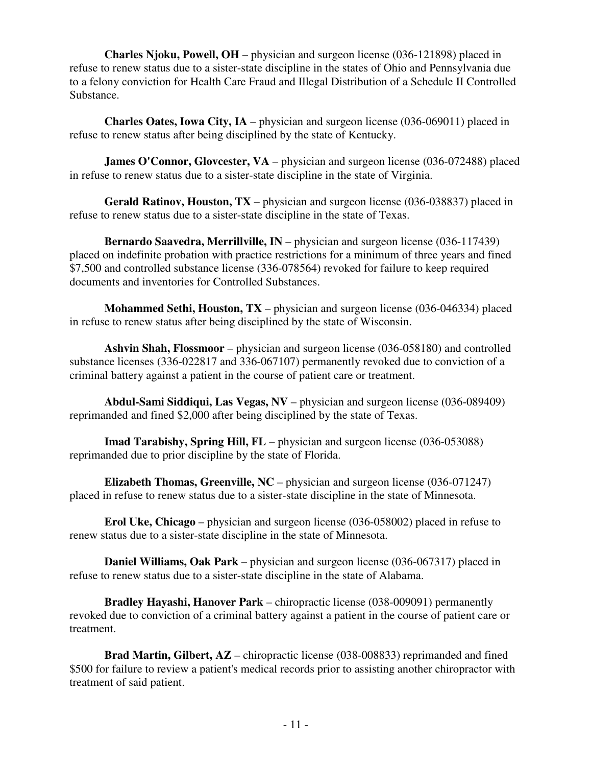**Charles Njoku, Powell, OH** – physician and surgeon license (036-121898) placed in refuse to renew status due to a sister-state discipline in the states of Ohio and Pennsylvania due to a felony conviction for Health Care Fraud and Illegal Distribution of a Schedule II Controlled Substance.

**Charles Oates, Iowa City, IA** – physician and surgeon license (036-069011) placed in refuse to renew status after being disciplined by the state of Kentucky.

**James O'Connor, Glovcester, VA** – physician and surgeon license (036-072488) placed in refuse to renew status due to a sister-state discipline in the state of Virginia.

**Gerald Ratinov, Houston, TX** – physician and surgeon license (036-038837) placed in refuse to renew status due to a sister-state discipline in the state of Texas.

**Bernardo Saavedra, Merrillville, IN** – physician and surgeon license (036-117439) placed on indefinite probation with practice restrictions for a minimum of three years and fined $7,500 and controlled substance license (336-078564) revoked for failure to keep required documents and inventories for Controlled Substances.

**Mohammed Sethi, Houston, TX** – physician and surgeon license (036-046334) placed in refuse to renew status after being disciplined by the state of Wisconsin.

**Ashvin Shah, Flossmoor** – physician and surgeon license (036-058180) and controlled substance licenses (336-022817 and 336-067107) permanently revoked due to conviction of a criminal battery against a patient in the course of patient care or treatment.

**Abdul-Sami Siddiqui, Las Vegas, NV** – physician and surgeon license (036-089409) reprimanded and fined $2,000 after being disciplined by the state of Texas.

**Imad Tarabishy, Spring Hill, FL** – physician and surgeon license (036-053088) reprimanded due to prior discipline by the state of Florida.

**Elizabeth Thomas, Greenville, NC** – physician and surgeon license (036-071247) placed in refuse to renew status due to a sister-state discipline in the state of Minnesota.

**Erol Uke, Chicago** – physician and surgeon license (036-058002) placed in refuse to renew status due to a sister-state discipline in the state of Minnesota.

**Daniel Williams, Oak Park** – physician and surgeon license (036-067317) placed in refuse to renew status due to a sister-state discipline in the state of Alabama.

**Bradley Hayashi, Hanover Park** – chiropractic license (038-009091) permanently revoked due to conviction of a criminal battery against a patient in the course of patient care or treatment.

**Brad Martin, Gilbert, AZ** – chiropractic license (038-008833) reprimanded and fined $500 for failure to review a patient's medical records prior to assisting another chiropractor with treatment of said patient.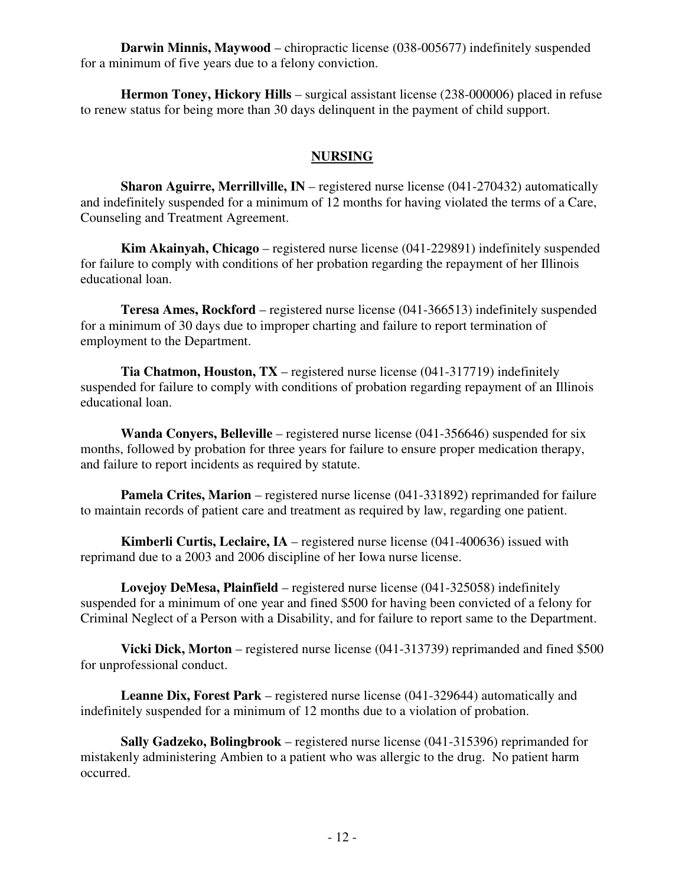**Darwin Minnis, Maywood** – chiropractic license (038-005677) indefinitely suspended for a minimum of five years due to a felony conviction.

**Hermon Toney, Hickory Hills** – surgical assistant license (238-000006) placed in refuse to renew status for being more than 30 days delinquent in the payment of child support.

## NURSING

**Sharon Aguirre, Merrillville, IN** – registered nurse license (041-270432) automatically and indefinitely suspended for a minimum of 12 months for having violated the terms of a Care, Counseling and Treatment Agreement.

**Kim Akainyah, Chicago** – registered nurse license (041-229891) indefinitely suspended for failure to comply with conditions of her probation regarding the repayment of her Illinois educational loan.

**Teresa Ames, Rockford** – registered nurse license (041-366513) indefinitely suspended for a minimum of 30 days due to improper charting and failure to report termination of employment to the Department.

**Tia Chatmon, Houston, TX** – registered nurse license (041-317719) indefinitely suspended for failure to comply with conditions of probation regarding repayment of an Illinois educational loan.

**Wanda Conyers, Belleville** – registered nurse license (041-356646) suspended for six months, followed by probation for three years for failure to ensure proper medication therapy, and failure to report incidents as required by statute.

**Pamela Crites, Marion** – registered nurse license (041-331892) reprimanded for failure to maintain records of patient care and treatment as required by law, regarding one patient.

**Kimberli Curtis, Leclaire, IA** – registered nurse license (041-400636) issued with reprimand due to a 2003 and 2006 discipline of her Iowa nurse license.

**Lovejoy DeMesa, Plainfield** – registered nurse license (041-325058) indefinitely suspended for a minimum of one year and fined $500 for having been convicted of a felony for Criminal Neglect of a Person with a Disability, and for failure to report same to the Department.

**Vicki Dick, Morton** – registered nurse license (041-313739) reprimanded and fined $500 for unprofessional conduct.

**Leanne Dix, Forest Park** – registered nurse license (041-329644) automatically and indefinitely suspended for a minimum of 12 months due to a violation of probation.

**Sally Gadzeko, Bolingbrook** – registered nurse license (041-315396) reprimanded for mistakenly administering Ambien to a patient who was allergic to the drug. No patient harm occurred.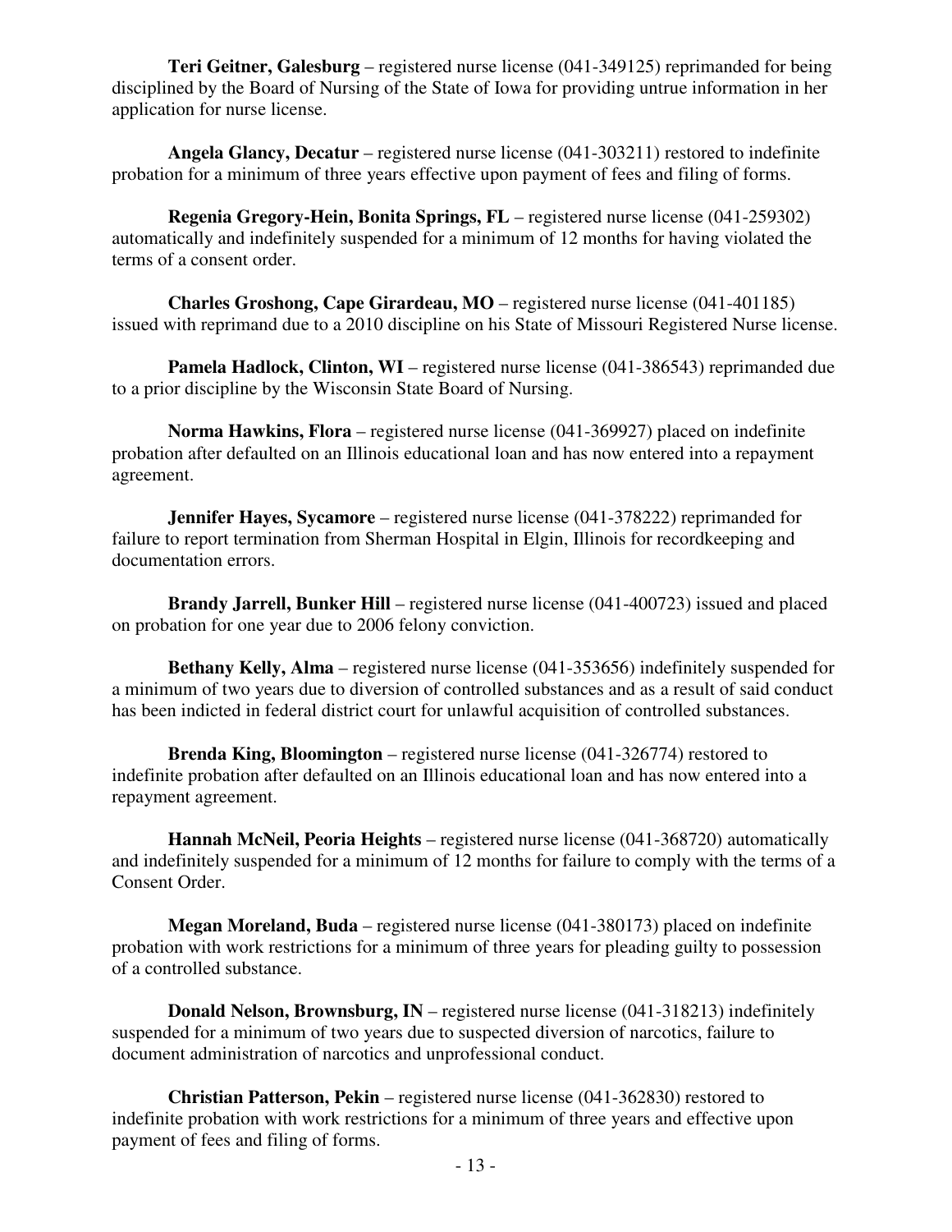**Teri Geitner, Galesburg** – registered nurse license (041-349125) reprimanded for being disciplined by the Board of Nursing of the State of Iowa for providing untrue information in her application for nurse license.

**Angela Glancy, Decatur** – registered nurse license (041-303211) restored to indefinite probation for a minimum of three years effective upon payment of fees and filing of forms.

**Regenia Gregory-Hein, Bonita Springs, FL** – registered nurse license (041-259302) automatically and indefinitely suspended for a minimum of 12 months for having violated the terms of a consent order.

**Charles Groshong, Cape Girardeau, MO** – registered nurse license (041-401185) issued with reprimand due to a 2010 discipline on his State of Missouri Registered Nurse license.

**Pamela Hadlock, Clinton, WI** – registered nurse license (041-386543) reprimanded due to a prior discipline by the Wisconsin State Board of Nursing.

**Norma Hawkins, Flora** – registered nurse license (041-369927) placed on indefinite probation after defaulted on an Illinois educational loan and has now entered into a repayment agreement.

**Jennifer Hayes, Sycamore** – registered nurse license (041-378222) reprimanded for failure to report termination from Sherman Hospital in Elgin, Illinois for recordkeeping and documentation errors.

**Brandy Jarrell, Bunker Hill** – registered nurse license (041-400723) issued and placed on probation for one year due to 2006 felony conviction.

**Bethany Kelly, Alma** – registered nurse license (041-353656) indefinitely suspended for a minimum of two years due to diversion of controlled substances and as a result of said conduct has been indicted in federal district court for unlawful acquisition of controlled substances.

**Brenda King, Bloomington** – registered nurse license (041-326774) restored to indefinite probation after defaulted on an Illinois educational loan and has now entered into a repayment agreement.

**Hannah McNeil, Peoria Heights** – registered nurse license (041-368720) automatically and indefinitely suspended for a minimum of 12 months for failure to comply with the terms of a Consent Order.

**Megan Moreland, Buda** – registered nurse license (041-380173) placed on indefinite probation with work restrictions for a minimum of three years for pleading guilty to possession of a controlled substance.

**Donald Nelson, Brownsburg, IN** – registered nurse license (041-318213) indefinitely suspended for a minimum of two years due to suspected diversion of narcotics, failure to document administration of narcotics and unprofessional conduct.

**Christian Patterson, Pekin** – registered nurse license (041-362830) restored to indefinite probation with work restrictions for a minimum of three years and effective upon payment of fees and filing of forms.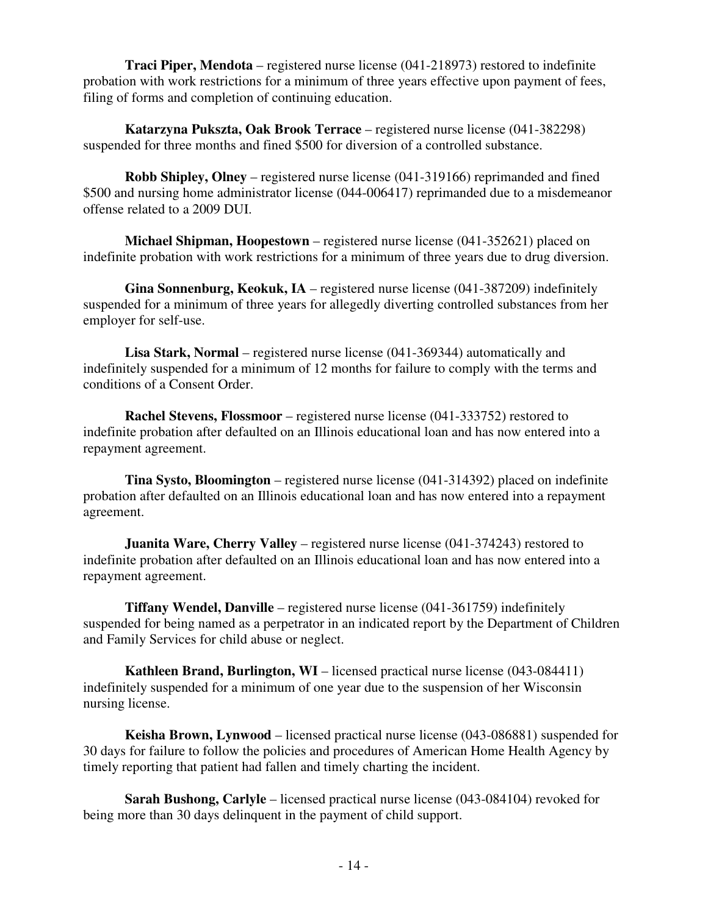**Traci Piper, Mendota** – registered nurse license (041-218973) restored to indefinite probation with work restrictions for a minimum of three years effective upon payment of fees, filing of forms and completion of continuing education.

**Katarzyna Pukszta, Oak Brook Terrace** – registered nurse license (041-382298) suspended for three months and fined $500 for diversion of a controlled substance.

**Robb Shipley, Olney** – registered nurse license (041-319166) reprimanded and fined $500 and nursing home administrator license (044-006417) reprimanded due to a misdemeanor offense related to a 2009 DUI.

**Michael Shipman, Hoopestown** – registered nurse license (041-352621) placed on indefinite probation with work restrictions for a minimum of three years due to drug diversion.

**Gina Sonnenburg, Keokuk, IA** – registered nurse license (041-387209) indefinitely suspended for a minimum of three years for allegedly diverting controlled substances from her employer for self-use.

**Lisa Stark, Normal** – registered nurse license (041-369344) automatically and indefinitely suspended for a minimum of 12 months for failure to comply with the terms and conditions of a Consent Order.

**Rachel Stevens, Flossmoor** – registered nurse license (041-333752) restored to indefinite probation after defaulted on an Illinois educational loan and has now entered into a repayment agreement.

**Tina Systo, Bloomington** – registered nurse license (041-314392) placed on indefinite probation after defaulted on an Illinois educational loan and has now entered into a repayment agreement.

**Juanita Ware, Cherry Valley** – registered nurse license (041-374243) restored to indefinite probation after defaulted on an Illinois educational loan and has now entered into a repayment agreement.

**Tiffany Wendel, Danville** – registered nurse license (041-361759) indefinitely suspended for being named as a perpetrator in an indicated report by the Department of Children and Family Services for child abuse or neglect.

**Kathleen Brand, Burlington, WI** – licensed practical nurse license (043-084411) indefinitely suspended for a minimum of one year due to the suspension of her Wisconsin nursing license.

**Keisha Brown, Lynwood** – licensed practical nurse license (043-086881) suspended for 30 days for failure to follow the policies and procedures of American Home Health Agency by timely reporting that patient had fallen and timely charting the incident.

**Sarah Bushong, Carlyle** – licensed practical nurse license (043-084104) revoked for being more than 30 days delinquent in the payment of child support.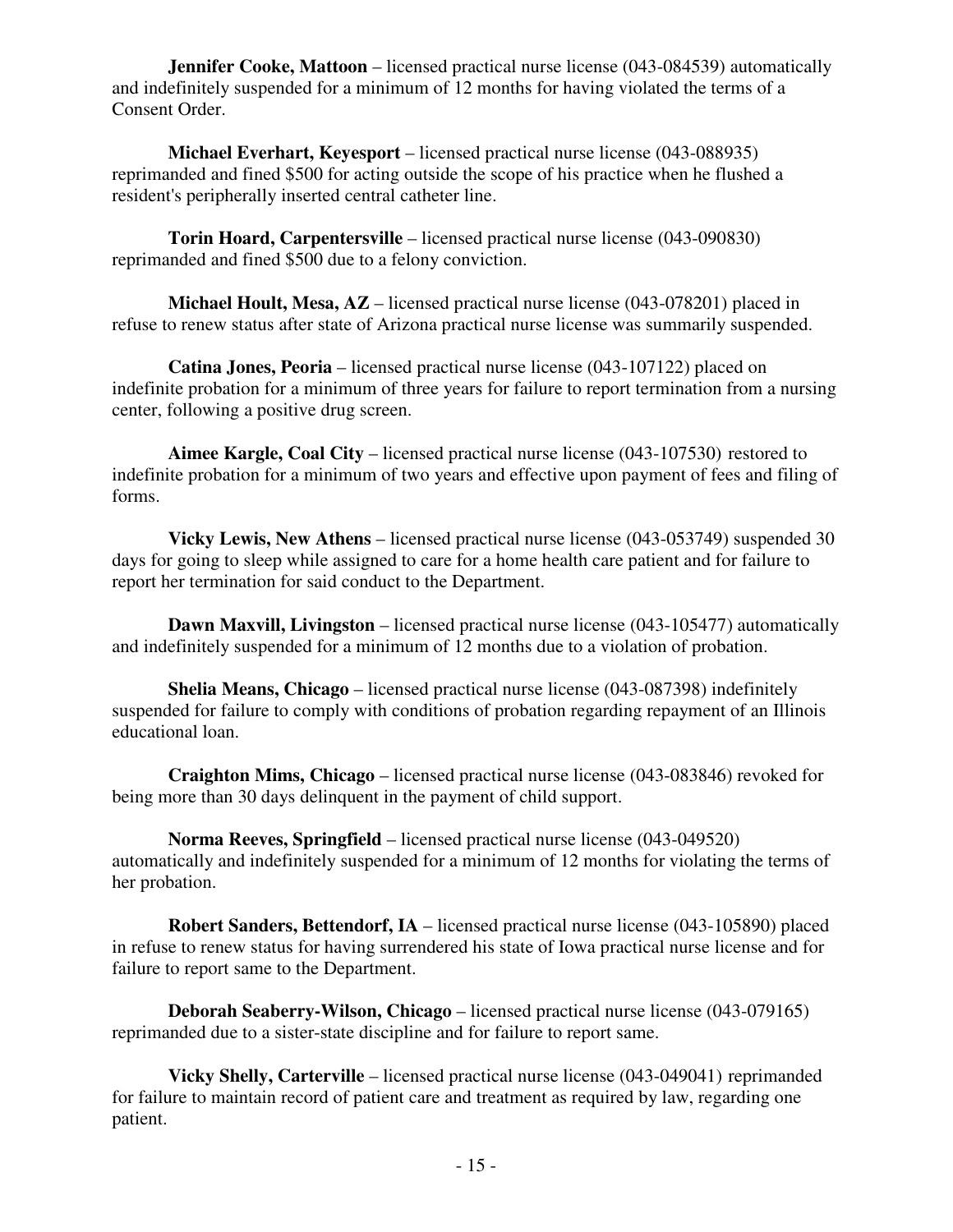**Jennifer Cooke, Mattoon** – licensed practical nurse license (043-084539) automatically and indefinitely suspended for a minimum of 12 months for having violated the terms of a Consent Order.

**Michael Everhart, Keyesport** – licensed practical nurse license (043-088935) reprimanded and fined $500 for acting outside the scope of his practice when he flushed a resident's peripherally inserted central catheter line.

**Torin Hoard, Carpentersville** – licensed practical nurse license (043-090830) reprimanded and fined $500 due to a felony conviction.

**Michael Hoult, Mesa, AZ** – licensed practical nurse license (043-078201) placed in refuse to renew status after state of Arizona practical nurse license was summarily suspended.

**Catina Jones, Peoria** – licensed practical nurse license (043-107122) placed on indefinite probation for a minimum of three years for failure to report termination from a nursing center, following a positive drug screen.

**Aimee Kargle, Coal City** – licensed practical nurse license (043-107530) restored to indefinite probation for a minimum of two years and effective upon payment of fees and filing of forms.

**Vicky Lewis, New Athens** – licensed practical nurse license (043-053749) suspended 30 days for going to sleep while assigned to care for a home health care patient and for failure to report her termination for said conduct to the Department.

**Dawn Maxvill, Livingston** – licensed practical nurse license (043-105477) automatically and indefinitely suspended for a minimum of 12 months due to a violation of probation.

**Shelia Means, Chicago** – licensed practical nurse license (043-087398) indefinitely suspended for failure to comply with conditions of probation regarding repayment of an Illinois educational loan.

**Craighton Mims, Chicago** – licensed practical nurse license (043-083846) revoked for being more than 30 days delinquent in the payment of child support.

**Norma Reeves, Springfield** – licensed practical nurse license (043-049520) automatically and indefinitely suspended for a minimum of 12 months for violating the terms of her probation.

**Robert Sanders, Bettendorf, IA** – licensed practical nurse license (043-105890) placed in refuse to renew status for having surrendered his state of Iowa practical nurse license and for failure to report same to the Department.

**Deborah Seaberry-Wilson, Chicago** – licensed practical nurse license (043-079165) reprimanded due to a sister-state discipline and for failure to report same.

**Vicky Shelly, Carterville** – licensed practical nurse license (043-049041) reprimanded for failure to maintain record of patient care and treatment as required by law, regarding one patient.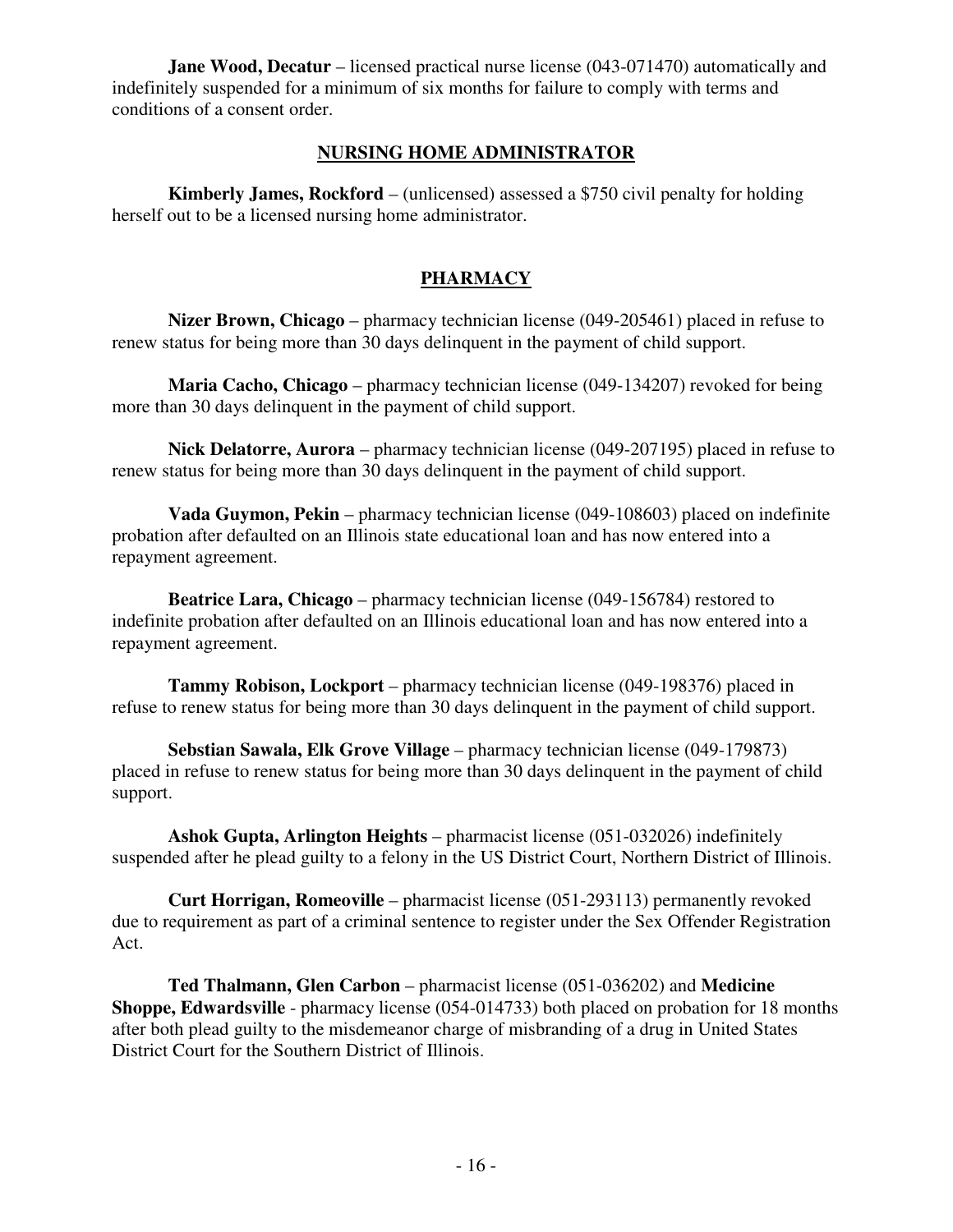**Jane Wood, Decatur** – licensed practical nurse license (043-071470) automatically and indefinitely suspended for a minimum of six months for failure to comply with terms and conditions of a consent order.

## NURSING HOME ADMINISTRATOR

**Kimberly James, Rockford** – (unlicensed) assessed a $750 civil penalty for holding herself out to be a licensed nursing home administrator.

## PHARMACY

**Nizer Brown, Chicago** – pharmacy technician license (049-205461) placed in refuse to renew status for being more than 30 days delinquent in the payment of child support.

**Maria Cacho, Chicago** – pharmacy technician license (049-134207) revoked for being more than 30 days delinquent in the payment of child support.

**Nick Delatorre, Aurora** – pharmacy technician license (049-207195) placed in refuse to renew status for being more than 30 days delinquent in the payment of child support.

**Vada Guymon, Pekin** – pharmacy technician license (049-108603) placed on indefinite probation after defaulted on an Illinois state educational loan and has now entered into a repayment agreement.

**Beatrice Lara, Chicago** – pharmacy technician license (049-156784) restored to indefinite probation after defaulted on an Illinois educational loan and has now entered into a repayment agreement.

**Tammy Robison, Lockport** – pharmacy technician license (049-198376) placed in refuse to renew status for being more than 30 days delinquent in the payment of child support.

**Sebstian Sawala, Elk Grove Village** – pharmacy technician license (049-179873) placed in refuse to renew status for being more than 30 days delinquent in the payment of child support.

**Ashok Gupta, Arlington Heights** – pharmacist license (051-032026) indefinitely suspended after he plead guilty to a felony in the US District Court, Northern District of Illinois.

**Curt Horrigan, Romeoville** – pharmacist license (051-293113) permanently revoked due to requirement as part of a criminal sentence to register under the Sex Offender Registration Act.

**Ted Thalmann, Glen Carbon** – pharmacist license (051-036202) and **Medicine Shoppe, Edwardsville** - pharmacy license (054-014733) both placed on probation for 18 months after both plead guilty to the misdemeanor charge of misbranding of a drug in United States District Court for the Southern District of Illinois.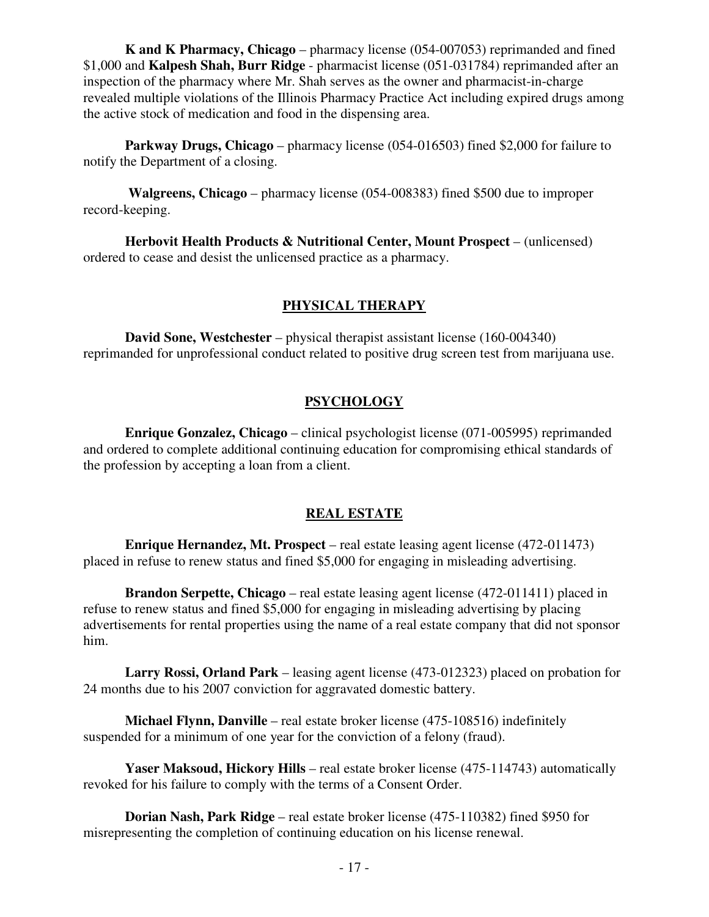**K and K Pharmacy, Chicago** – pharmacy license (054-007053) reprimanded and fined $1,000 and **Kalpesh Shah, Burr Ridge** - pharmacist license (051-031784) reprimanded after an inspection of the pharmacy where Mr. Shah serves as the owner and pharmacist-in-charge revealed multiple violations of the Illinois Pharmacy Practice Act including expired drugs among the active stock of medication and food in the dispensing area.

**Parkway Drugs, Chicago** – pharmacy license (054-016503) fined $2,000 for failure to notify the Department of a closing.

**Walgreens, Chicago** – pharmacy license (054-008383) fined $500 due to improper record-keeping.

**Herbovit Health Products & Nutritional Center, Mount Prospect** – (unlicensed) ordered to cease and desist the unlicensed practice as a pharmacy.

## PHYSICAL THERAPY

**David Sone, Westchester** – physical therapist assistant license (160-004340) reprimanded for unprofessional conduct related to positive drug screen test from marijuana use.

## PSYCHOLOGY

**Enrique Gonzalez, Chicago** – clinical psychologist license (071-005995) reprimanded and ordered to complete additional continuing education for compromising ethical standards of the profession by accepting a loan from a client.

## REAL ESTATE

**Enrique Hernandez, Mt. Prospect** – real estate leasing agent license (472-011473) placed in refuse to renew status and fined $5,000 for engaging in misleading advertising.

**Brandon Serpette, Chicago** – real estate leasing agent license (472-011411) placed in refuse to renew status and fined $5,000 for engaging in misleading advertising by placing advertisements for rental properties using the name of a real estate company that did not sponsor him.

**Larry Rossi, Orland Park** – leasing agent license (473-012323) placed on probation for 24 months due to his 2007 conviction for aggravated domestic battery.

**Michael Flynn, Danville** – real estate broker license (475-108516) indefinitely suspended for a minimum of one year for the conviction of a felony (fraud).

**Yaser Maksoud, Hickory Hills** – real estate broker license (475-114743) automatically revoked for his failure to comply with the terms of a Consent Order.

**Dorian Nash, Park Ridge** – real estate broker license (475-110382) fined $950 for misrepresenting the completion of continuing education on his license renewal.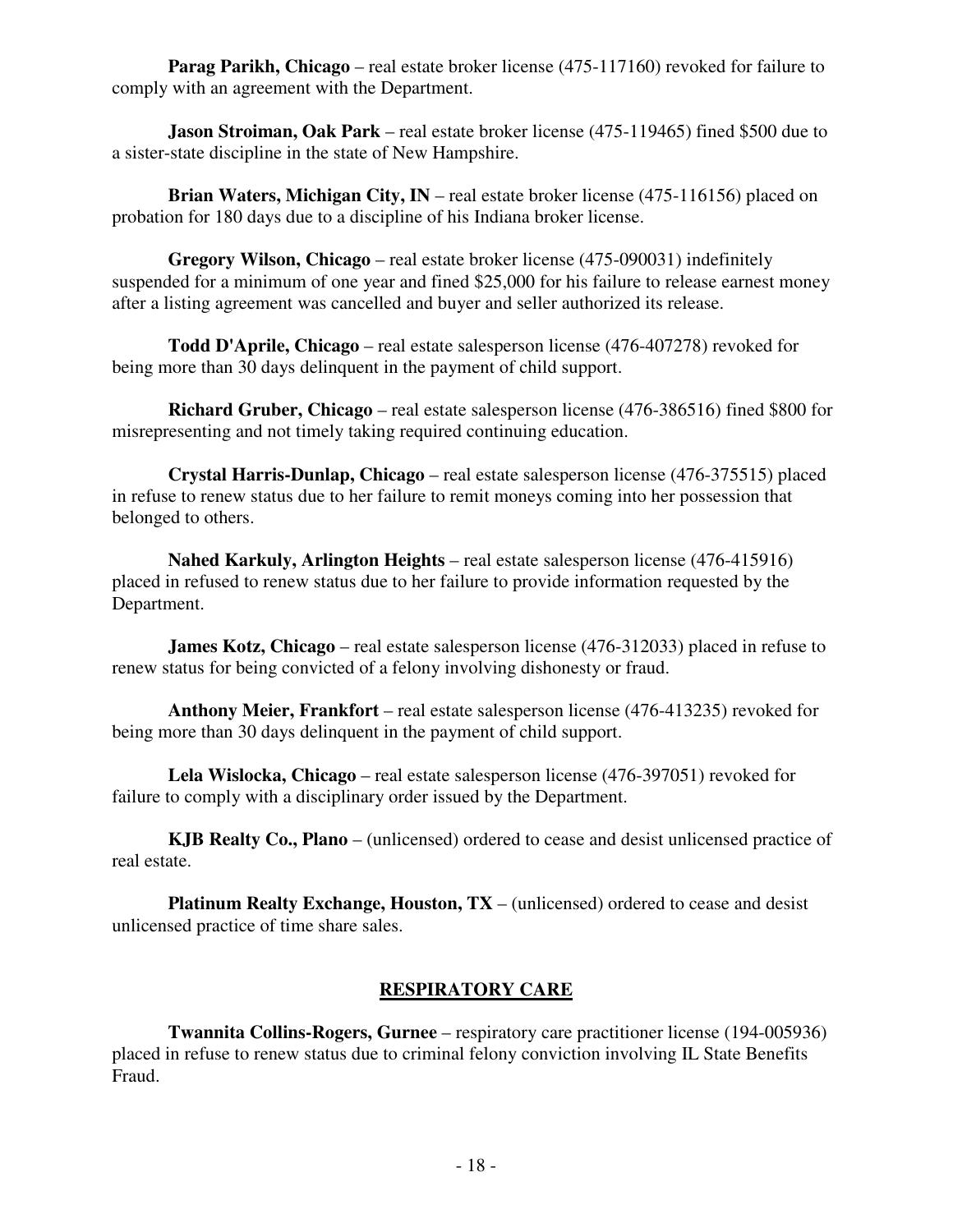**Parag Parikh, Chicago** – real estate broker license (475-117160) revoked for failure to comply with an agreement with the Department.

**Jason Stroiman, Oak Park** – real estate broker license (475-119465) fined $500 due to a sister-state discipline in the state of New Hampshire.

**Brian Waters, Michigan City, IN** – real estate broker license (475-116156) placed on probation for 180 days due to a discipline of his Indiana broker license.

**Gregory Wilson, Chicago** – real estate broker license (475-090031) indefinitely suspended for a minimum of one year and fined $25,000 for his failure to release earnest money after a listing agreement was cancelled and buyer and seller authorized its release.

**Todd D'Aprile, Chicago** – real estate salesperson license (476-407278) revoked for being more than 30 days delinquent in the payment of child support.

**Richard Gruber, Chicago** – real estate salesperson license (476-386516) fined $800 for misrepresenting and not timely taking required continuing education.

**Crystal Harris-Dunlap, Chicago** – real estate salesperson license (476-375515) placed in refuse to renew status due to her failure to remit moneys coming into her possession that belonged to others.

**Nahed Karkuly, Arlington Heights** – real estate salesperson license (476-415916) placed in refused to renew status due to her failure to provide information requested by the Department.

**James Kotz, Chicago** – real estate salesperson license (476-312033) placed in refuse to renew status for being convicted of a felony involving dishonesty or fraud.

**Anthony Meier, Frankfort** – real estate salesperson license (476-413235) revoked for being more than 30 days delinquent in the payment of child support.

**Lela Wislocka, Chicago** – real estate salesperson license (476-397051) revoked for failure to comply with a disciplinary order issued by the Department.

**KJB Realty Co., Plano** – (unlicensed) ordered to cease and desist unlicensed practice of real estate.

**Platinum Realty Exchange, Houston, TX** – (unlicensed) ordered to cease and desist unlicensed practice of time share sales.

## RESPIRATORY CARE

**Twannita Collins-Rogers, Gurnee** – respiratory care practitioner license (194-005936) placed in refuse to renew status due to criminal felony conviction involving IL State Benefits Fraud.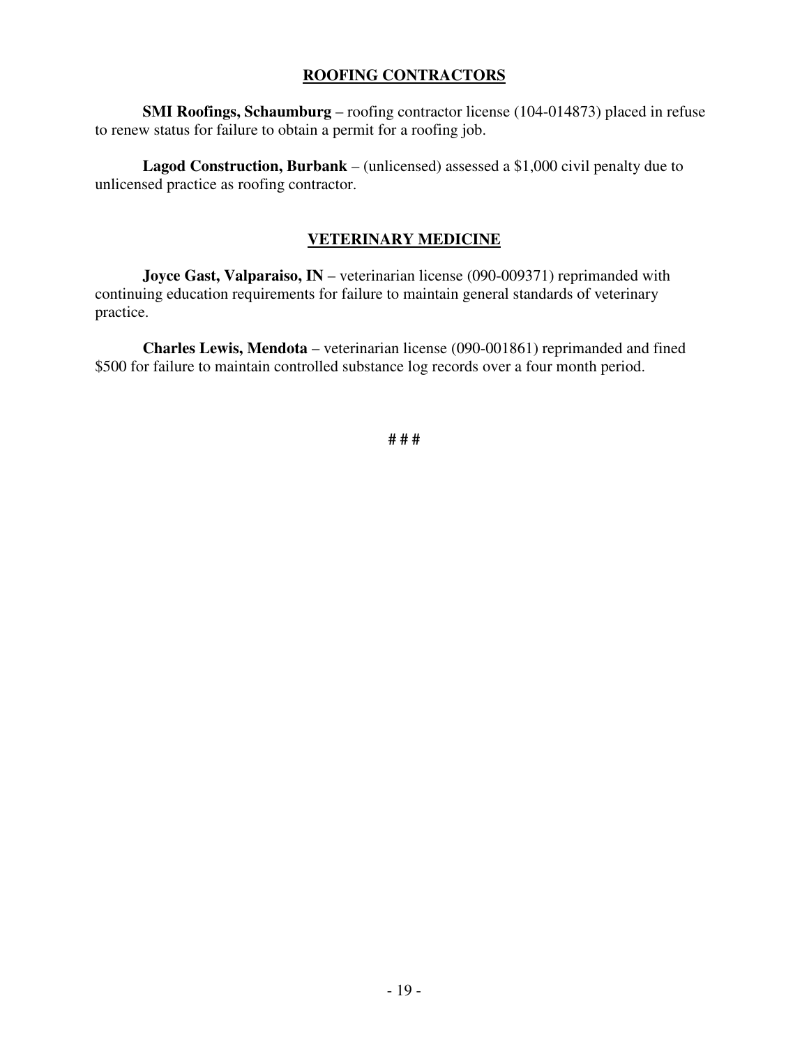## ROOFING CONTRACTORS

**SMI Roofings, Schaumburg** – roofing contractor license (104-014873) placed in refuse to renew status for failure to obtain a permit for a roofing job.

**Lagod Construction, Burbank** – (unlicensed) assessed a $1,000 civil penalty due to unlicensed practice as roofing contractor.

## VETERINARY MEDICINE

**Joyce Gast, Valparaiso, IN** – veterinarian license (090-009371) reprimanded with continuing education requirements for failure to maintain general standards of veterinary practice.

**Charles Lewis, Mendota** – veterinarian license (090-001861) reprimanded and fined $500 for failure to maintain controlled substance log records over a four month period.

# # #